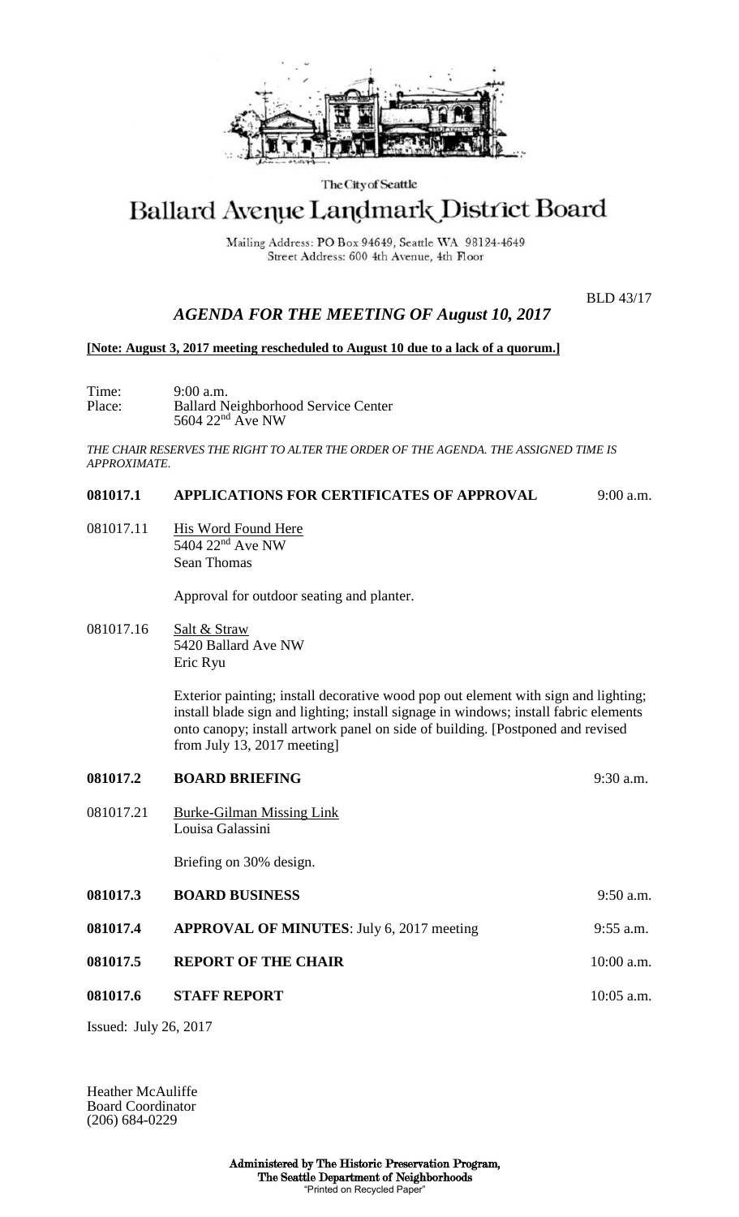The City of Seattle

# Ballard Avenue Landmark District Board

Mailing Address: PO Box 94649, Seattle WA 98124-4649
Street Address: 600 4th Avenue, 4th Floor

BLD 43/17

## *AGENDA FOR THE MEETING OF August 10, 2017*

**[Note: August 3, 2017 meeting rescheduled to August 10 due to a lack of a quorum.]**

Time: 9:00 a.m.
Place: Ballard Neighborhood Service Center
5604 22nd Ave NW

*THE CHAIR RESERVES THE RIGHT TO ALTER THE ORDER OF THE AGENDA. THE ASSIGNED TIME IS APPROXIMATE.*

**081017.1 APPLICATIONS FOR CERTIFICATES OF APPROVAL** 9:00 a.m.

081017.11 His Word Found Here
5404 22nd Ave NW
Sean Thomas

Approval for outdoor seating and planter.

081017.16 Salt & Straw
5420 Ballard Ave NW
Eric Ryu

Exterior painting; install decorative wood pop out element with sign and lighting; install blade sign and lighting; install signage in windows; install fabric elements onto canopy; install artwork panel on side of building. [Postponed and revised from July 13, 2017 meeting]

**081017.2 BOARD BRIEFING** 9:30 a.m.

081017.21 Burke-Gilman Missing Link
Louisa Galassini

Briefing on 30% design.

**081017.3 BOARD BUSINESS** 9:50 a.m.

**081017.4 APPROVAL OF MINUTES**: July 6, 2017 meeting 9:55 a.m.

**081017.5 REPORT OF THE CHAIR** 10:00 a.m.

**081017.6 STAFF REPORT** 10:05 a.m.

Issued: July 26, 2017

Heather McAuliffe
Board Coordinator
(206) 684-0229

**Administered by The Historic Preservation Program,**
**The Seattle Department of Neighborhoods**
"Printed on Recycled Paper"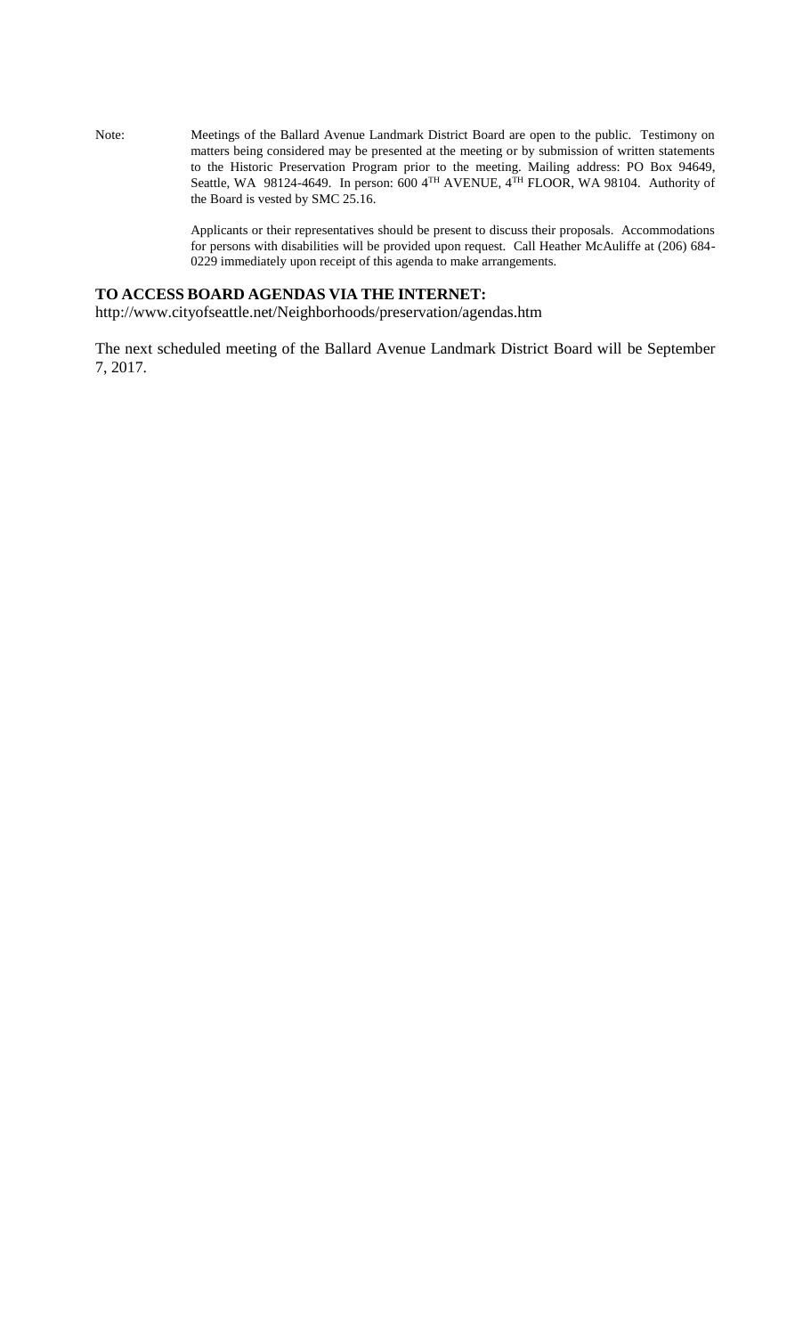Note: Meetings of the Ballard Avenue Landmark District Board are open to the public. Testimony on matters being considered may be presented at the meeting or by submission of written statements to the Historic Preservation Program prior to the meeting. Mailing address: PO Box 94649, Seattle, WA 98124-4649. In person: 600 4TH AVENUE, 4TH FLOOR, WA 98104. Authority of the Board is vested by SMC 25.16.

Applicants or their representatives should be present to discuss their proposals. Accommodations for persons with disabilities will be provided upon request. Call Heather McAuliffe at (206) 684-0229 immediately upon receipt of this agenda to make arrangements.

**TO ACCESS BOARD AGENDAS VIA THE INTERNET:**
http://www.cityofseattle.net/Neighborhoods/preservation/agendas.htm

The next scheduled meeting of the Ballard Avenue Landmark District Board will be September 7, 2017.